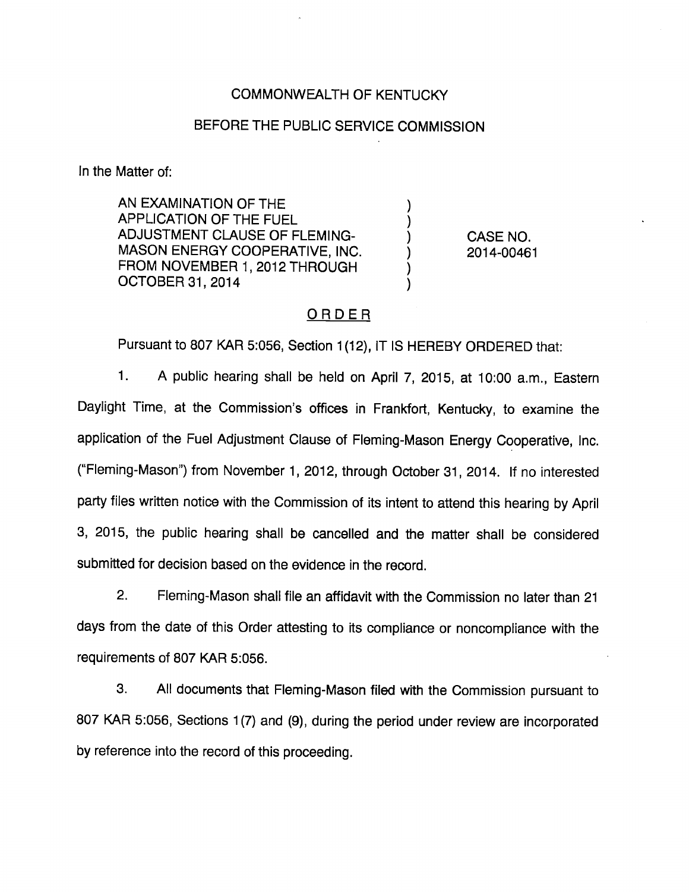COMMONWEALTH OF KENTUCKY

BEFORE THE PUBLIC SERVICE COMMISSION

In the Matter of:

| | | |
|---|---|---|
| AN EXAMINATION OF THE APPLICATION OF THE FUEL ADJUSTMENT CLAUSE OF FLEMING-MASON ENERGY COOPERATIVE, INC. FROM NOVEMBER 1, 2012 THROUGH OCTOBER 31, 2014 | ) | CASE NO. 2014-00461 |

# ORDER

Pursuant to 807 KAR 5:056, Section 1(12), IT IS HEREBY ORDERED that:

1. A public hearing shall be held on April 7, 2015, at 10:00 a.m., Eastern Daylight Time, at the Commission's offices in Frankfort, Kentucky, to examine the application of the Fuel Adjustment Clause of Fleming-Mason Energy Cooperative, Inc. ("Fleming-Mason") from November 1, 2012, through October 31, 2014. If no interested party files written notice with the Commission of its intent to attend this hearing by April 3, 2015, the public hearing shall be cancelled and the matter shall be considered submitted for decision based on the evidence in the record.

2. Fleming-Mason shall file an affidavit with the Commission no later than 21 days from the date of this Order attesting to its compliance or noncompliance with the requirements of 807 KAR 5:056.

3. All documents that Fleming-Mason filed with the Commission pursuant to 807 KAR 5:056, Sections 1(7) and (9), during the period under review are incorporated by reference into the record of this proceeding.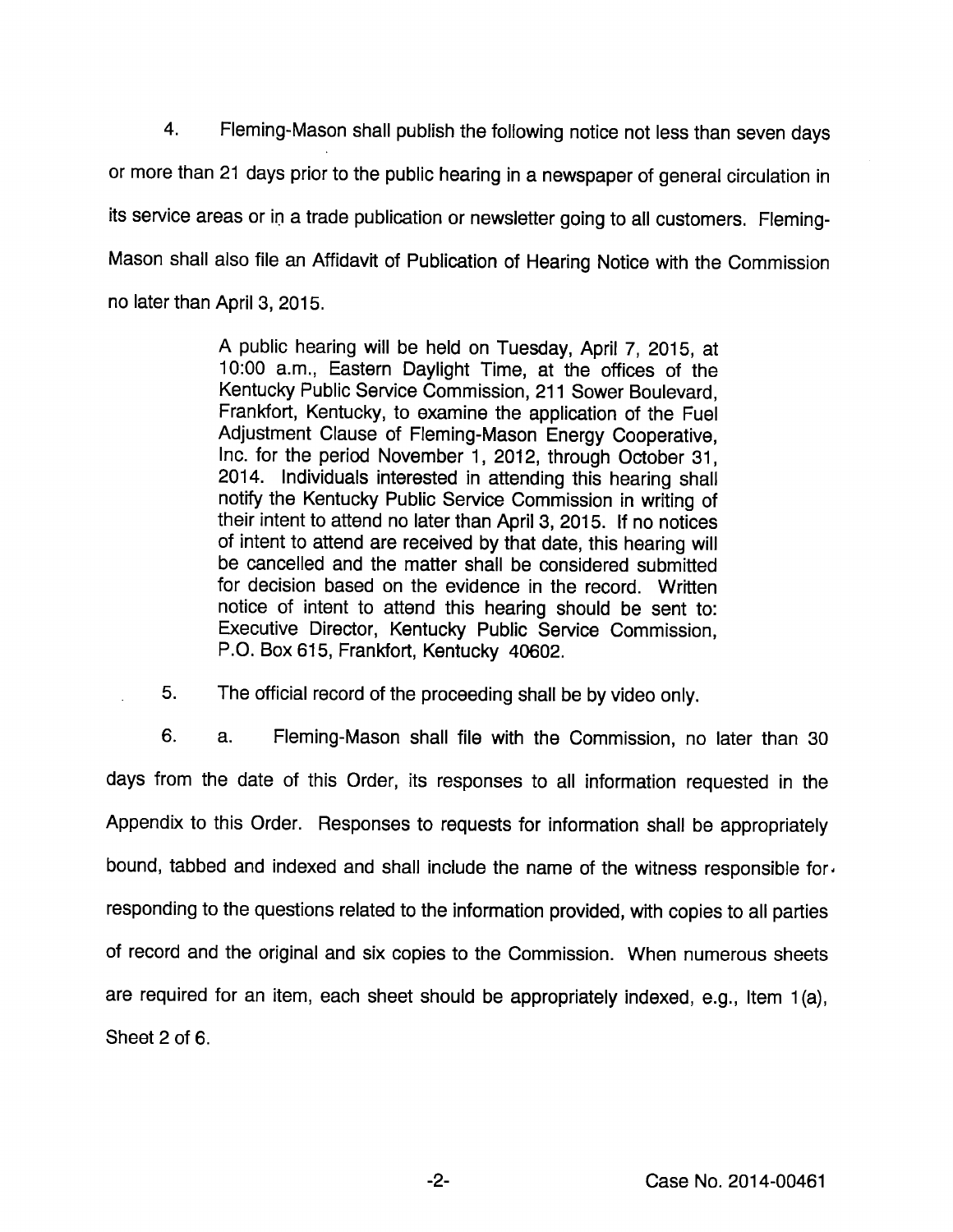4. Fleming-Mason shall publish the following notice not less than seven days or more than 21 days prior to the public hearing in a newspaper of general circulation in its service areas or in a trade publication or newsletter going to all customers. Fleming-Mason shall also file an Affidavit of Publication of Hearing Notice with the Commission no later than April 3, 2015.

> A public hearing will be held on Tuesday, April 7, 2015, at 10:00 a.m., Eastern Daylight Time, at the offices of the Kentucky Public Service Commission, 211 Sower Boulevard, Frankfort, Kentucky, to examine the application of the Fuel Adjustment Clause of Fleming-Mason Energy Cooperative, Inc. for the period November 1, 2012, through October 31, 2014. Individuals interested in attending this hearing shall notify the Kentucky Public Service Commission in writing of their intent to attend no later than April 3, 2015. If no notices of intent to attend are received by that date, this hearing will be cancelled and the matter shall be considered submitted for decision based on the evidence in the record. Written notice of intent to attend this hearing should be sent to: Executive Director, Kentucky Public Service Commission, P.O. Box 615, Frankfort, Kentucky 40602.

5. The official record of the proceeding shall be by video only.

6. a. Fleming-Mason shall file with the Commission, no later than 30 days from the date of this Order, its responses to all information requested in the Appendix to this Order. Responses to requests for information shall be appropriately bound, tabbed and indexed and shall include the name of the witness responsible for responding to the questions related to the information provided, with copies to all parties of record and the original and six copies to the Commission. When numerous sheets are required for an item, each sheet should be appropriately indexed, e.g., Item 1(a), Sheet 2 of 6.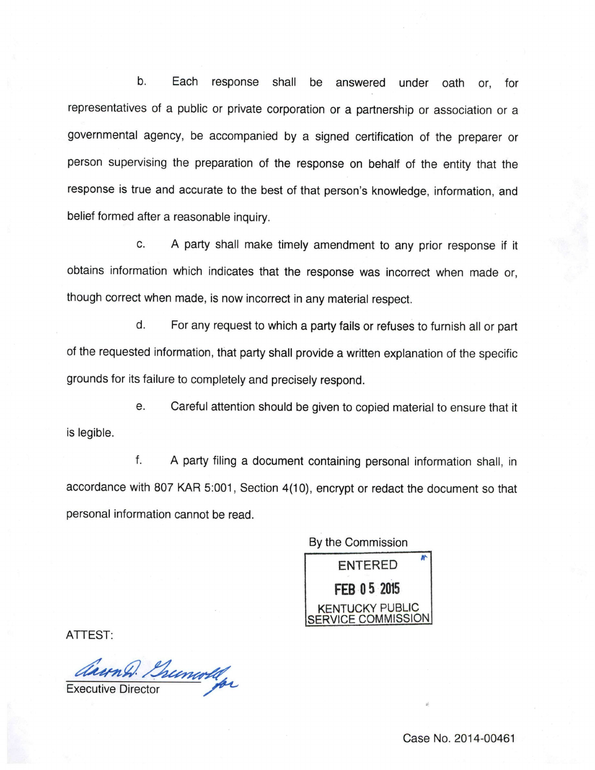b. Each response shall be answered under oath or, for representatives of a public or private corporation or a partnership or association or a governmental agency, be accompanied by a signed certification of the preparer or person supervising the preparation of the response on behalf of the entity that the response is true and accurate to the best of that person's knowledge, information, and belief formed after a reasonable inquiry.

c. A party shall make timely amendment to any prior response if it obtains information which indicates that the response was incorrect when made or, though correct when made, is now incorrect in any material respect.

d. For any request to which a party fails or refuses to furnish all or part of the requested information, that party shall provide a written explanation of the specific grounds for its failure to completely and precisely respond.

e. Careful attention should be given to copied material to ensure that it is legible.

f. A party filing a document containing personal information shall, in accordance with 807 KAR 5:001, Section 4(10), encrypt or redact the document so that personal information cannot be read.

By the Commission

ENTERED
FEB 05 2015
KENTUCKY PUBLIC SERVICE COMMISSION

ATTEST:

Executive Director

Case No. 2014-00461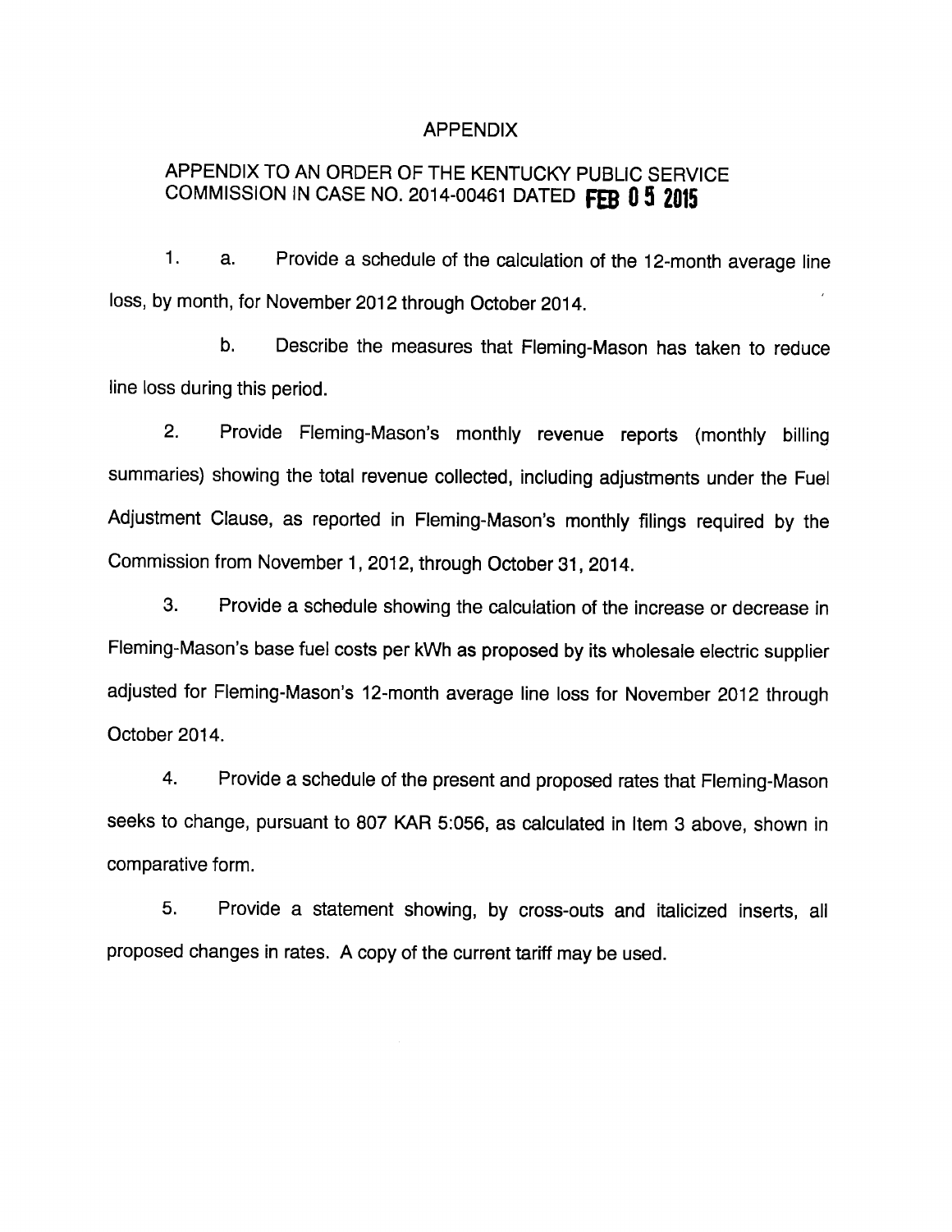# APPENDIX

## APPENDIX TO AN ORDER OF THE KENTUCKY PUBLIC SERVICE COMMISSION IN CASE NO. 2014-00461 DATED FEB 05 2015

1. a. Provide a schedule of the calculation of the 12-month average line loss, by month, for November 2012 through October 2014.

   b. Describe the measures that Fleming-Mason has taken to reduce line loss during this period.

2. Provide Fleming-Mason's monthly revenue reports (monthly billing summaries) showing the total revenue collected, including adjustments under the Fuel Adjustment Clause, as reported in Fleming-Mason's monthly filings required by the Commission from November 1, 2012, through October 31, 2014.

3. Provide a schedule showing the calculation of the increase or decrease in Fleming-Mason's base fuel costs per kWh as proposed by its wholesale electric supplier adjusted for Fleming-Mason's 12-month average line loss for November 2012 through October 2014.

4. Provide a schedule of the present and proposed rates that Fleming-Mason seeks to change, pursuant to 807 KAR 5:056, as calculated in Item 3 above, shown in comparative form.

5. Provide a statement showing, by cross-outs and italicized inserts, all proposed changes in rates. A copy of the current tariff may be used.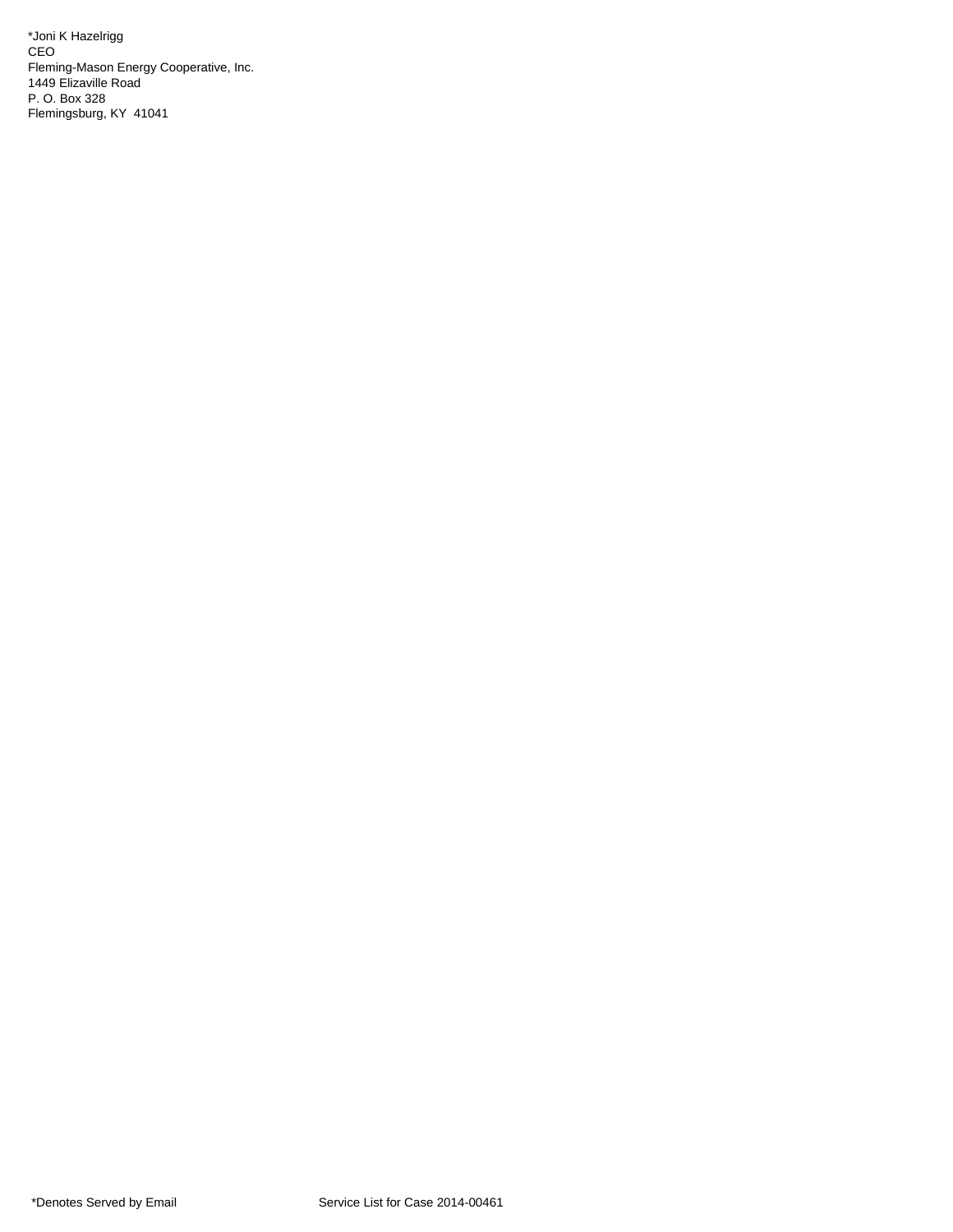*Joni K Hazelrigg
CEO
Fleming-Mason Energy Cooperative, Inc.
1449 Elizaville Road
P. O. Box 328
Flemingsburg, KY  41041